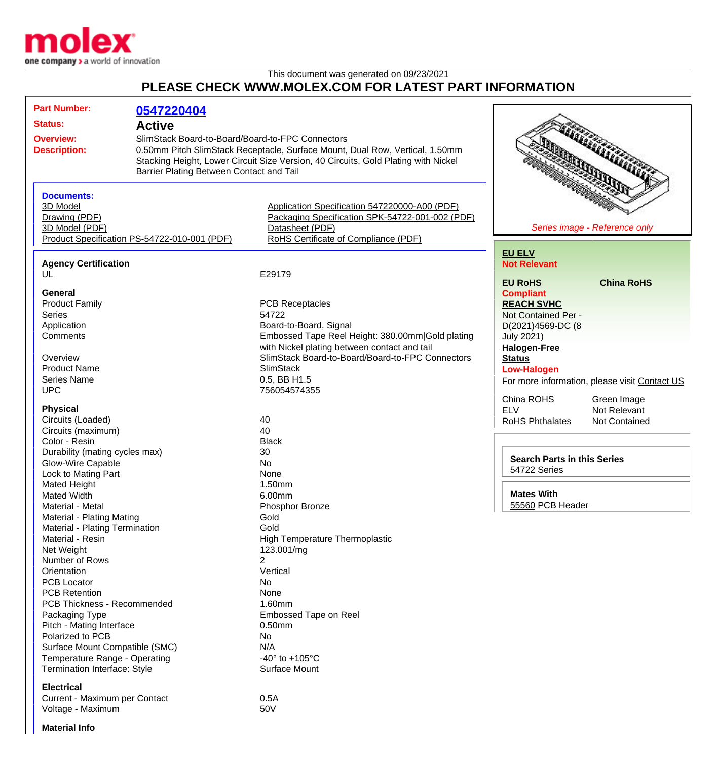This document was generated on 09/23/2021

# PLEASE CHECK WWW.MOLEX.COM FOR LATEST PART INFORMATION

| | |
|---|---|
| **Part Number:** | **0547220404** |
| **Status:** | **Active** |
| **Overview:** | SlimStack Board-to-Board/Board-to-FPC Connectors |
| **Description:** | 0.50mm Pitch SlimStack Receptacle, Surface Mount, Dual Row, Vertical, 1.50mm Stacking Height, Lower Circuit Size Version, 40 Circuits, Gold Plating with Nickel Barrier Plating Between Contact and Tail |

*Series image - Reference only*

**Documents:**

- 3D Model
- Drawing (PDF)
- 3D Model (PDF)
- Product Specification PS-54722-010-001 (PDF)
- Application Specification 547220000-A00 (PDF)
- Packaging Specification SPK-54722-001-002 (PDF)
- Datasheet (PDF)
- RoHS Certificate of Compliance (PDF)

**EU ELV**
**Not Relevant**

**EU RoHS** **China RoHS**
**Compliant**

**REACH SVHC**
Not Contained Per - D(2021)4569-DC (8 July 2021)

**Halogen-Free Status**
**Low-Halogen**

For more information, please visit Contact US

| | |
|---|---|
| China ROHS | Green Image |
| ELV | Not Relevant |
| RoHS Phthalates | Not Contained |

**Search Parts in this Series**
54722 Series

**Mates With**
55560 PCB Header

### Agency Certification

| | |
|---|---|
| UL | E29179 |

### General

| | |
|---|---|
| Product Family | PCB Receptacles |
| Series | 54722 |
| Application | Board-to-Board, Signal |
| Comments | Embossed Tape Reel Height: 380.00mm\|Gold plating with Nickel plating between contact and tail |
| Overview | SlimStack Board-to-Board/Board-to-FPC Connectors |
| Product Name | SlimStack |
| Series Name | 0.5, BB H1.5 |
| UPC | 756054574355 |

### Physical

| | |
|---|---|
| Circuits (Loaded) | 40 |
| Circuits (maximum) | 40 |
| Color - Resin | Black |
| Durability (mating cycles max) | 30 |
| Glow-Wire Capable | No |
| Lock to Mating Part | None |
| Mated Height | 1.50mm |
| Mated Width | 6.00mm |
| Material - Metal | Phosphor Bronze |
| Material - Plating Mating | Gold |
| Material - Plating Termination | Gold |
| Material - Resin | High Temperature Thermoplastic |
| Net Weight | 123.001/mg |
| Number of Rows | 2 |
| Orientation | Vertical |
| PCB Locator | No |
| PCB Retention | None |
| PCB Thickness - Recommended | 1.60mm |
| Packaging Type | Embossed Tape on Reel |
| Pitch - Mating Interface | 0.50mm |
| Polarized to PCB | No |
| Surface Mount Compatible (SMC) | N/A |
| Temperature Range - Operating | -40° to +105°C |
| Termination Interface: Style | Surface Mount |

### Electrical

| | |
|---|---|
| Current - Maximum per Contact | 0.5A |
| Voltage - Maximum | 50V |

### Material Info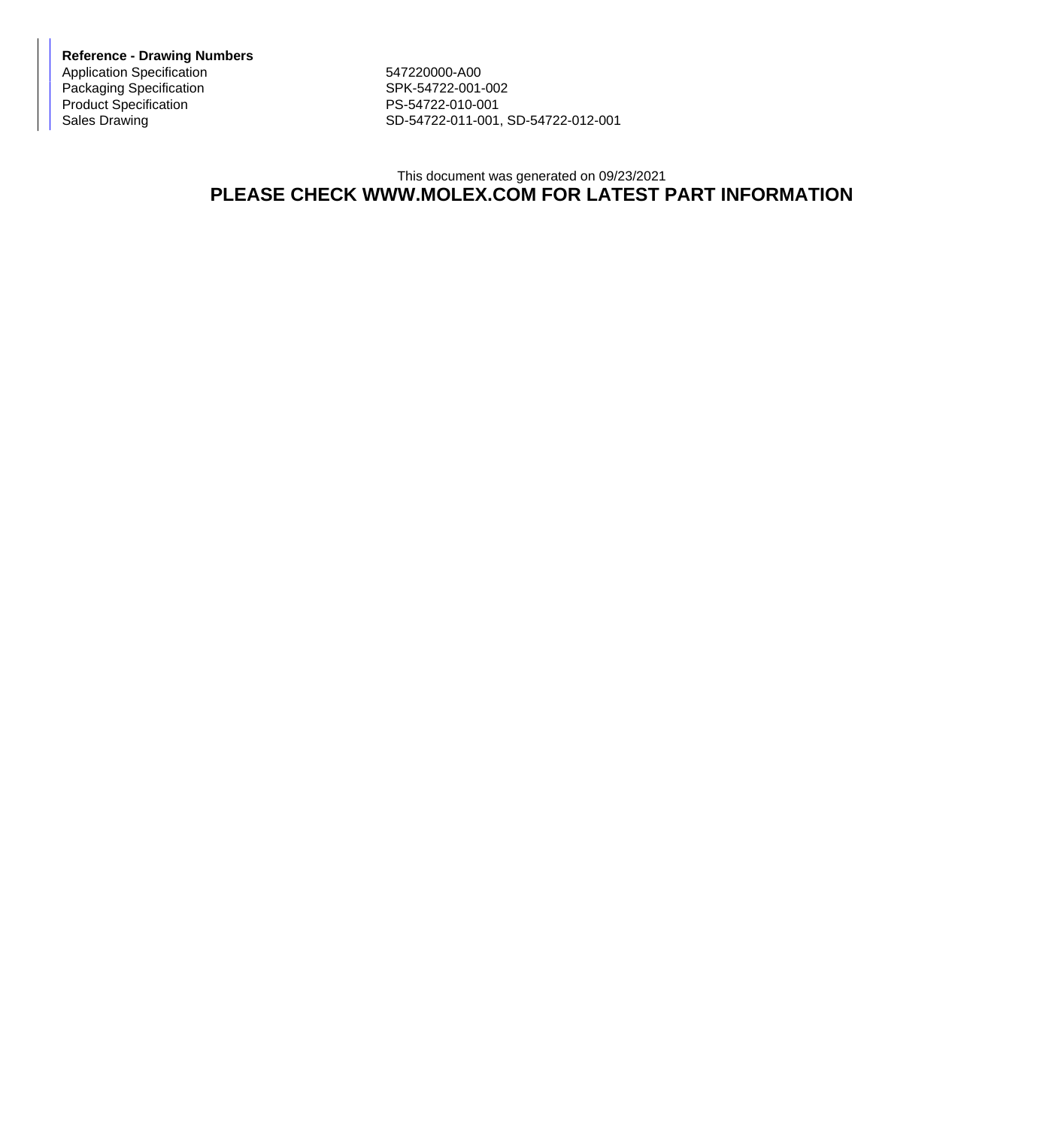**Reference - Drawing Numbers**

| | |
|---|---|
| Application Specification | 547220000-A00 |
| Packaging Specification | SPK-54722-001-002 |
| Product Specification | PS-54722-010-001 |
| Sales Drawing | SD-54722-011-001, SD-54722-012-001 |

This document was generated on 09/23/2021

**PLEASE CHECK WWW.MOLEX.COM FOR LATEST PART INFORMATION**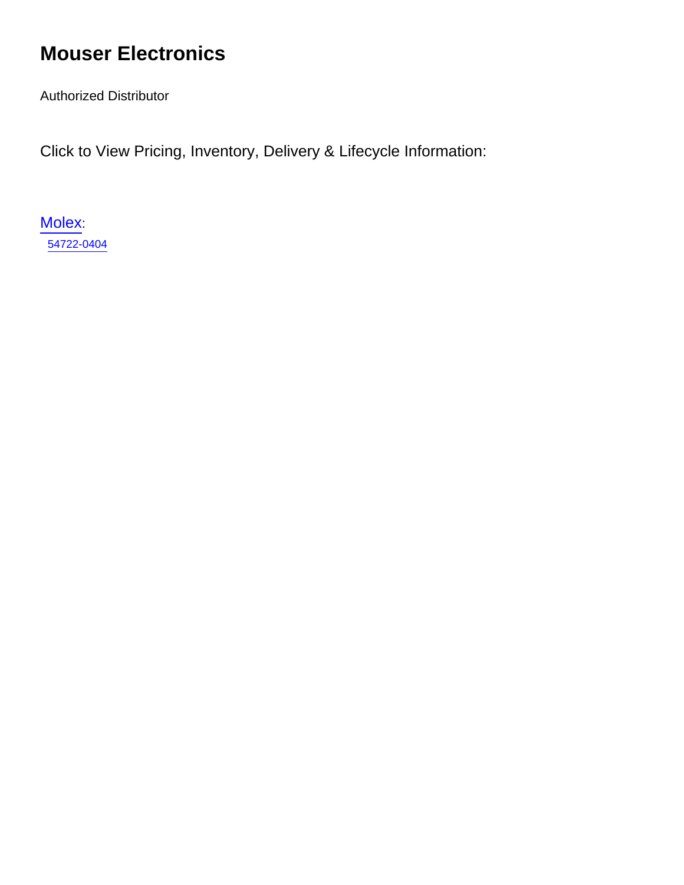# Mouser Electronics

Authorized Distributor

Click to View Pricing, Inventory, Delivery & Lifecycle Information:

Molex:

54722-0404